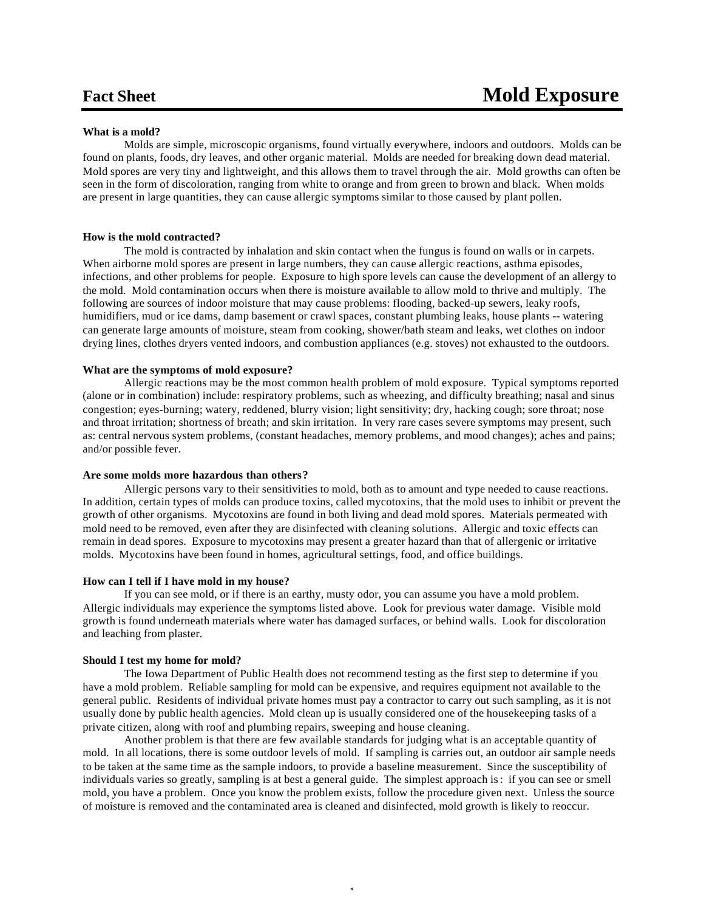# Fact Sheet — Mold Exposure

**What is a mold?**

Molds are simple, microscopic organisms, found virtually everywhere, indoors and outdoors. Molds can be found on plants, foods, dry leaves, and other organic material. Molds are needed for breaking down dead material. Mold spores are very tiny and lightweight, and this allows them to travel through the air. Mold growths can often be seen in the form of discoloration, ranging from white to orange and from green to brown and black. When molds are present in large quantities, they can cause allergic symptoms similar to those caused by plant pollen.

**How is the mold contracted?**

The mold is contracted by inhalation and skin contact when the fungus is found on walls or in carpets. When airborne mold spores are present in large numbers, they can cause allergic reactions, asthma episodes, infections, and other problems for people. Exposure to high spore levels can cause the development of an allergy to the mold. Mold contamination occurs when there is moisture available to allow mold to thrive and multiply. The following are sources of indoor moisture that may cause problems: flooding, backed-up sewers, leaky roofs, humidifiers, mud or ice dams, damp basement or crawl spaces, constant plumbing leaks, house plants -- watering can generate large amounts of moisture, steam from cooking, shower/bath steam and leaks, wet clothes on indoor drying lines, clothes dryers vented indoors, and combustion appliances (e.g. stoves) not exhausted to the outdoors.

**What are the symptoms of mold exposure?**

Allergic reactions may be the most common health problem of mold exposure. Typical symptoms reported (alone or in combination) include: respiratory problems, such as wheezing, and difficulty breathing; nasal and sinus congestion; eyes-burning; watery, reddened, blurry vision; light sensitivity; dry, hacking cough; sore throat; nose and throat irritation; shortness of breath; and skin irritation. In very rare cases severe symptoms may present, such as: central nervous system problems, (constant headaches, memory problems, and mood changes); aches and pains; and/or possible fever.

**Are some molds more hazardous than others?**

Allergic persons vary to their sensitivities to mold, both as to amount and type needed to cause reactions. In addition, certain types of molds can produce toxins, called mycotoxins, that the mold uses to inhibit or prevent the growth of other organisms. Mycotoxins are found in both living and dead mold spores. Materials permeated with mold need to be removed, even after they are disinfected with cleaning solutions. Allergic and toxic effects can remain in dead spores. Exposure to mycotoxins may present a greater hazard than that of allergenic or irritative molds. Mycotoxins have been found in homes, agricultural settings, food, and office buildings.

**How can I tell if I have mold in my house?**

If you can see mold, or if there is an earthy, musty odor, you can assume you have a mold problem. Allergic individuals may experience the symptoms listed above. Look for previous water damage. Visible mold growth is found underneath materials where water has damaged surfaces, or behind walls. Look for discoloration and leaching from plaster.

**Should I test my home for mold?**

The Iowa Department of Public Health does not recommend testing as the first step to determine if you have a mold problem. Reliable sampling for mold can be expensive, and requires equipment not available to the general public. Residents of individual private homes must pay a contractor to carry out such sampling, as it is not usually done by public health agencies. Mold clean up is usually considered one of the housekeeping tasks of a private citizen, along with roof and plumbing repairs, sweeping and house cleaning.

Another problem is that there are few available standards for judging what is an acceptable quantity of mold. In all locations, there is some outdoor levels of mold. If sampling is carries out, an outdoor air sample needs to be taken at the same time as the sample indoors, to provide a baseline measurement. Since the susceptibility of individuals varies so greatly, sampling is at best a general guide. The simplest approach is : if you can see or smell mold, you have a problem. Once you know the problem exists, follow the procedure given next. Unless the source of moisture is removed and the contaminated area is cleaned and disinfected, mold growth is likely to reoccur.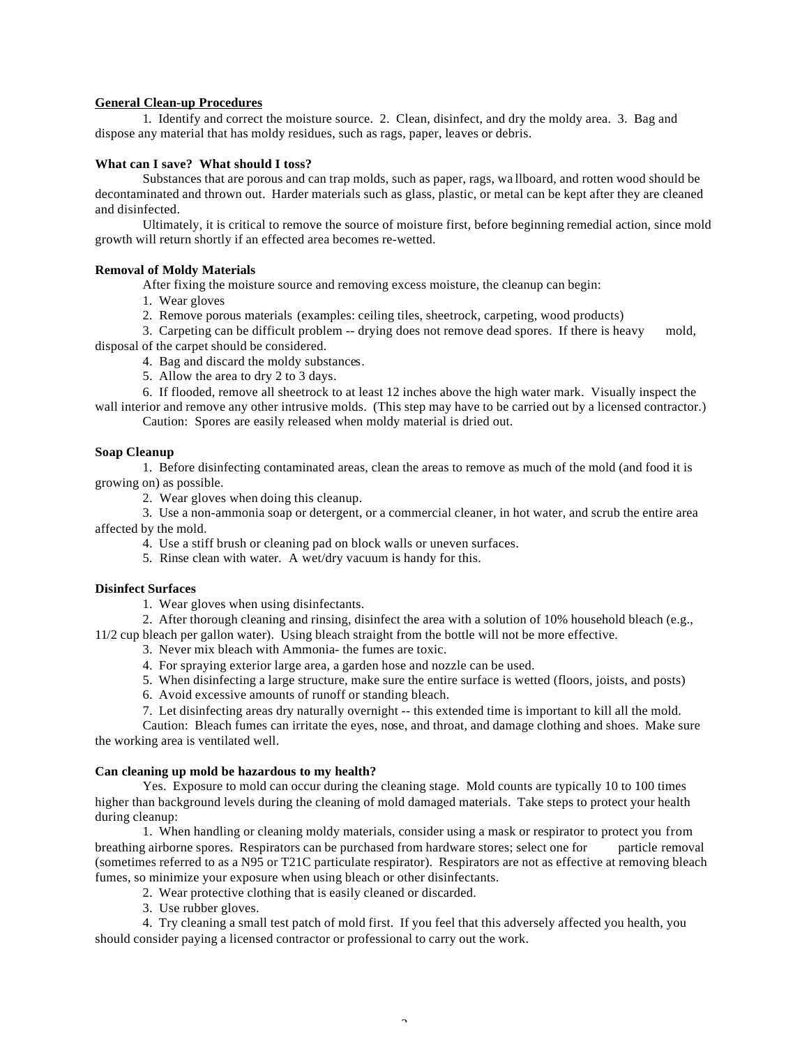**General Clean-up Procedures**

1. Identify and correct the moisture source. 2. Clean, disinfect, and dry the moldy area. 3. Bag and dispose any material that has moldy residues, such as rags, paper, leaves or debris.

**What can I save? What should I toss?**

Substances that are porous and can trap molds, such as paper, rags, wa llboard, and rotten wood should be decontaminated and thrown out. Harder materials such as glass, plastic, or metal can be kept after they are cleaned and disinfected.

Ultimately, it is critical to remove the source of moisture first, before beginning remedial action, since mold growth will return shortly if an effected area becomes re-wetted.

**Removal of Moldy Materials**

After fixing the moisture source and removing excess moisture, the cleanup can begin:

1. Wear gloves
2. Remove porous materials (examples: ceiling tiles, sheetrock, carpeting, wood products)
3. Carpeting can be difficult problem -- drying does not remove dead spores. If there is heavy mold, disposal of the carpet should be considered.
4. Bag and discard the moldy substances.
5. Allow the area to dry 2 to 3 days.
6. If flooded, remove all sheetrock to at least 12 inches above the high water mark. Visually inspect the wall interior and remove any other intrusive molds. (This step may have to be carried out by a licensed contractor.)

Caution: Spores are easily released when moldy material is dried out.

**Soap Cleanup**

1. Before disinfecting contaminated areas, clean the areas to remove as much of the mold (and food it is growing on) as possible.
2. Wear gloves when doing this cleanup.
3. Use a non-ammonia soap or detergent, or a commercial cleaner, in hot water, and scrub the entire area affected by the mold.
4. Use a stiff brush or cleaning pad on block walls or uneven surfaces.
5. Rinse clean with water. A wet/dry vacuum is handy for this.

**Disinfect Surfaces**

1. Wear gloves when using disinfectants.
2. After thorough cleaning and rinsing, disinfect the area with a solution of 10% household bleach (e.g., 11/2 cup bleach per gallon water). Using bleach straight from the bottle will not be more effective.
3. Never mix bleach with Ammonia- the fumes are toxic.
4. For spraying exterior large area, a garden hose and nozzle can be used.
5. When disinfecting a large structure, make sure the entire surface is wetted (floors, joists, and posts)
6. Avoid excessive amounts of runoff or standing bleach.
7. Let disinfecting areas dry naturally overnight -- this extended time is important to kill all the mold.

Caution: Bleach fumes can irritate the eyes, nose, and throat, and damage clothing and shoes. Make sure the working area is ventilated well.

**Can cleaning up mold be hazardous to my health?**

Yes. Exposure to mold can occur during the cleaning stage. Mold counts are typically 10 to 100 times higher than background levels during the cleaning of mold damaged materials. Take steps to protect your health during cleanup:

1. When handling or cleaning moldy materials, consider using a mask or respirator to protect you from breathing airborne spores. Respirators can be purchased from hardware stores; select one for particle removal (sometimes referred to as a N95 or T21C particulate respirator). Respirators are not as effective at removing bleach fumes, so minimize your exposure when using bleach or other disinfectants.
2. Wear protective clothing that is easily cleaned or discarded.
3. Use rubber gloves.
4. Try cleaning a small test patch of mold first. If you feel that this adversely affected you health, you should consider paying a licensed contractor or professional to carry out the work.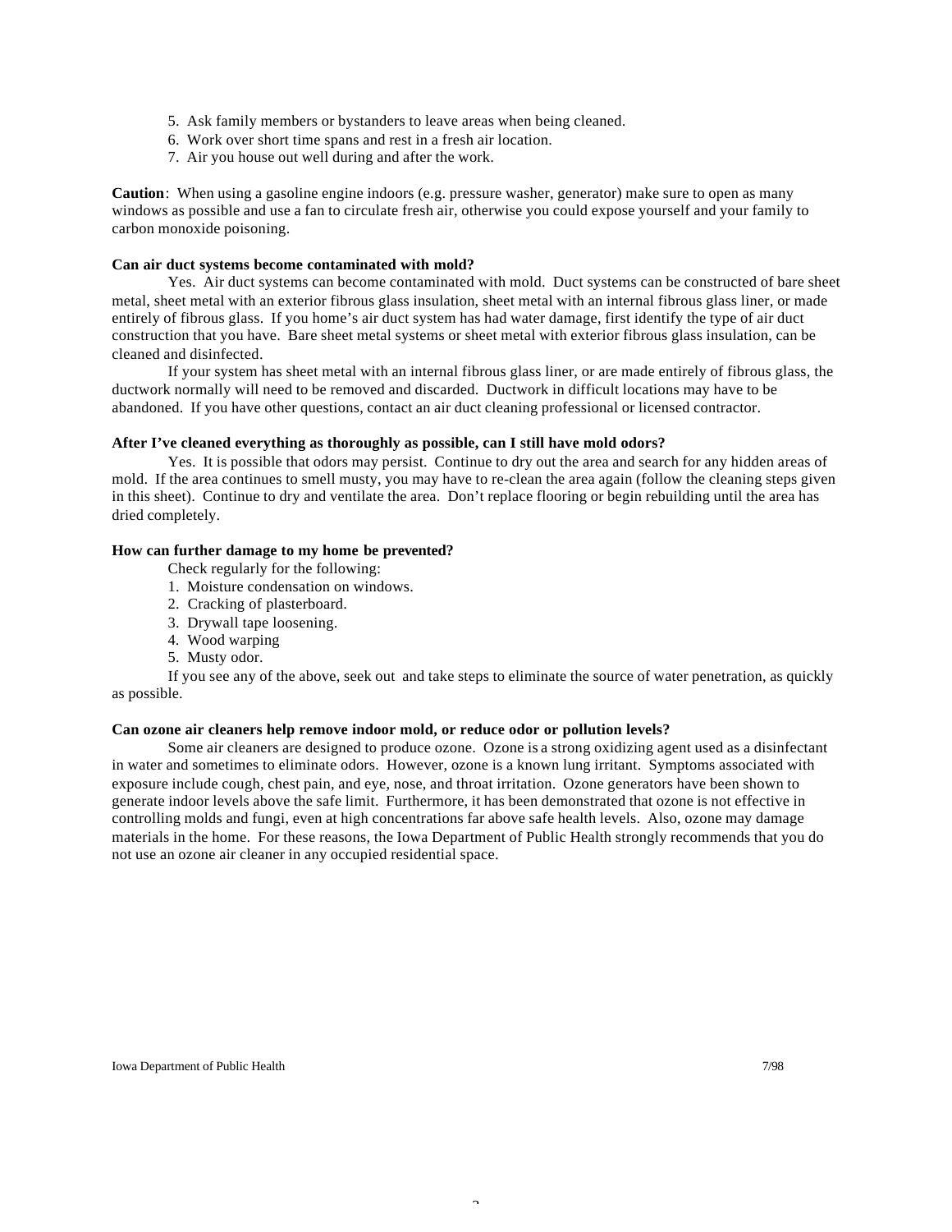5. Ask family members or bystanders to leave areas when being cleaned.
6. Work over short time spans and rest in a fresh air location.
7. Air you house out well during and after the work.

**Caution**: When using a gasoline engine indoors (e.g. pressure washer, generator) make sure to open as many windows as possible and use a fan to circulate fresh air, otherwise you could expose yourself and your family to carbon monoxide poisoning.

**Can air duct systems become contaminated with mold?**

Yes. Air duct systems can become contaminated with mold. Duct systems can be constructed of bare sheet metal, sheet metal with an exterior fibrous glass insulation, sheet metal with an internal fibrous glass liner, or made entirely of fibrous glass. If you home's air duct system has had water damage, first identify the type of air duct construction that you have. Bare sheet metal systems or sheet metal with exterior fibrous glass insulation, can be cleaned and disinfected.

If your system has sheet metal with an internal fibrous glass liner, or are made entirely of fibrous glass, the ductwork normally will need to be removed and discarded. Ductwork in difficult locations may have to be abandoned. If you have other questions, contact an air duct cleaning professional or licensed contractor.

**After I've cleaned everything as thoroughly as possible, can I still have mold odors?**

Yes. It is possible that odors may persist. Continue to dry out the area and search for any hidden areas of mold. If the area continues to smell musty, you may have to re-clean the area again (follow the cleaning steps given in this sheet). Continue to dry and ventilate the area. Don't replace flooring or begin rebuilding until the area has dried completely.

**How can further damage to my home be prevented?**

Check regularly for the following:

1. Moisture condensation on windows.
2. Cracking of plasterboard.
3. Drywall tape loosening.
4. Wood warping
5. Musty odor.

If you see any of the above, seek out and take steps to eliminate the source of water penetration, as quickly as possible.

**Can ozone air cleaners help remove indoor mold, or reduce odor or pollution levels?**

Some air cleaners are designed to produce ozone. Ozone is a strong oxidizing agent used as a disinfectant in water and sometimes to eliminate odors. However, ozone is a known lung irritant. Symptoms associated with exposure include cough, chest pain, and eye, nose, and throat irritation. Ozone generators have been shown to generate indoor levels above the safe limit. Furthermore, it has been demonstrated that ozone is not effective in controlling molds and fungi, even at high concentrations far above safe health levels. Also, ozone may damage materials in the home. For these reasons, the Iowa Department of Public Health strongly recommends that you do not use an ozone air cleaner in any occupied residential space.